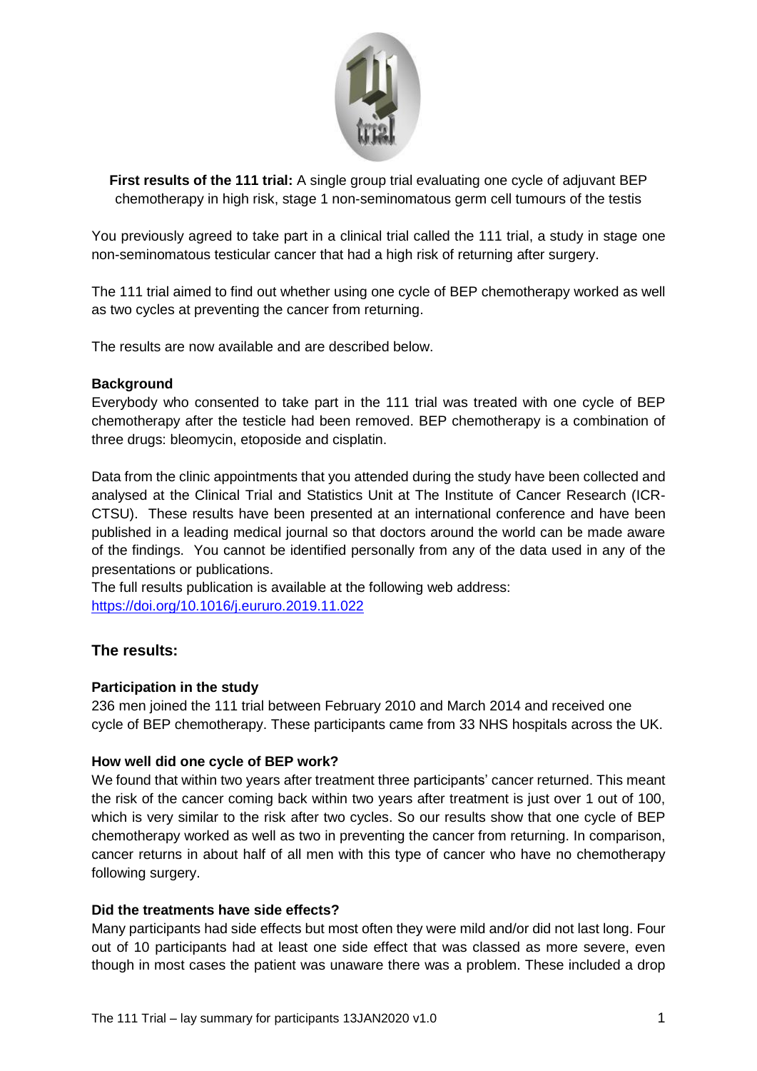**First results of the 111 trial:** A single group trial evaluating one cycle of adjuvant BEP chemotherapy in high risk, stage 1 non-seminomatous germ cell tumours of the testis

You previously agreed to take part in a clinical trial called the 111 trial, a study in stage one non-seminomatous testicular cancer that had a high risk of returning after surgery.

The 111 trial aimed to find out whether using one cycle of BEP chemotherapy worked as well as two cycles at preventing the cancer from returning.

The results are now available and are described below.

**Background**

Everybody who consented to take part in the 111 trial was treated with one cycle of BEP chemotherapy after the testicle had been removed. BEP chemotherapy is a combination of three drugs: bleomycin, etoposide and cisplatin.

Data from the clinic appointments that you attended during the study have been collected and analysed at the Clinical Trial and Statistics Unit at The Institute of Cancer Research (ICR-CTSU). These results have been presented at an international conference and have been published in a leading medical journal so that doctors around the world can be made aware of the findings. You cannot be identified personally from any of the data used in any of the presentations or publications.

The full results publication is available at the following web address:
https://doi.org/10.1016/j.eururo.2019.11.022

## The results:

**Participation in the study**

236 men joined the 111 trial between February 2010 and March 2014 and received one cycle of BEP chemotherapy. These participants came from 33 NHS hospitals across the UK.

**How well did one cycle of BEP work?**

We found that within two years after treatment three participants' cancer returned. This meant the risk of the cancer coming back within two years after treatment is just over 1 out of 100, which is very similar to the risk after two cycles. So our results show that one cycle of BEP chemotherapy worked as well as two in preventing the cancer from returning. In comparison, cancer returns in about half of all men with this type of cancer who have no chemotherapy following surgery.

**Did the treatments have side effects?**

Many participants had side effects but most often they were mild and/or did not last long. Four out of 10 participants had at least one side effect that was classed as more severe, even though in most cases the patient was unaware there was a problem. These included a drop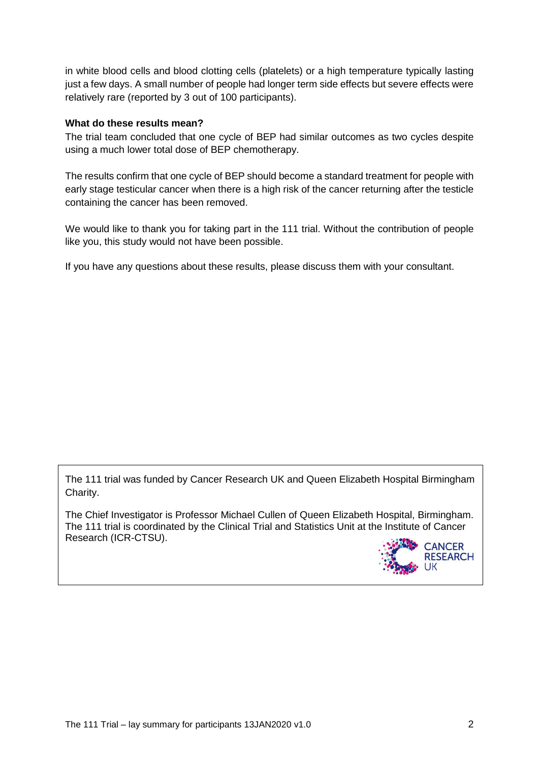in white blood cells and blood clotting cells (platelets) or a high temperature typically lasting just a few days. A small number of people had longer term side effects but severe effects were relatively rare (reported by 3 out of 100 participants).

**What do these results mean?**

The trial team concluded that one cycle of BEP had similar outcomes as two cycles despite using a much lower total dose of BEP chemotherapy.

The results confirm that one cycle of BEP should become a standard treatment for people with early stage testicular cancer when there is a high risk of the cancer returning after the testicle containing the cancer has been removed.

We would like to thank you for taking part in the 111 trial. Without the contribution of people like you, this study would not have been possible.

If you have any questions about these results, please discuss them with your consultant.

The 111 trial was funded by Cancer Research UK and Queen Elizabeth Hospital Birmingham Charity.

The Chief Investigator is Professor Michael Cullen of Queen Elizabeth Hospital, Birmingham. The 111 trial is coordinated by the Clinical Trial and Statistics Unit at the Institute of Cancer Research (ICR-CTSU).

CANCER RESEARCH UK